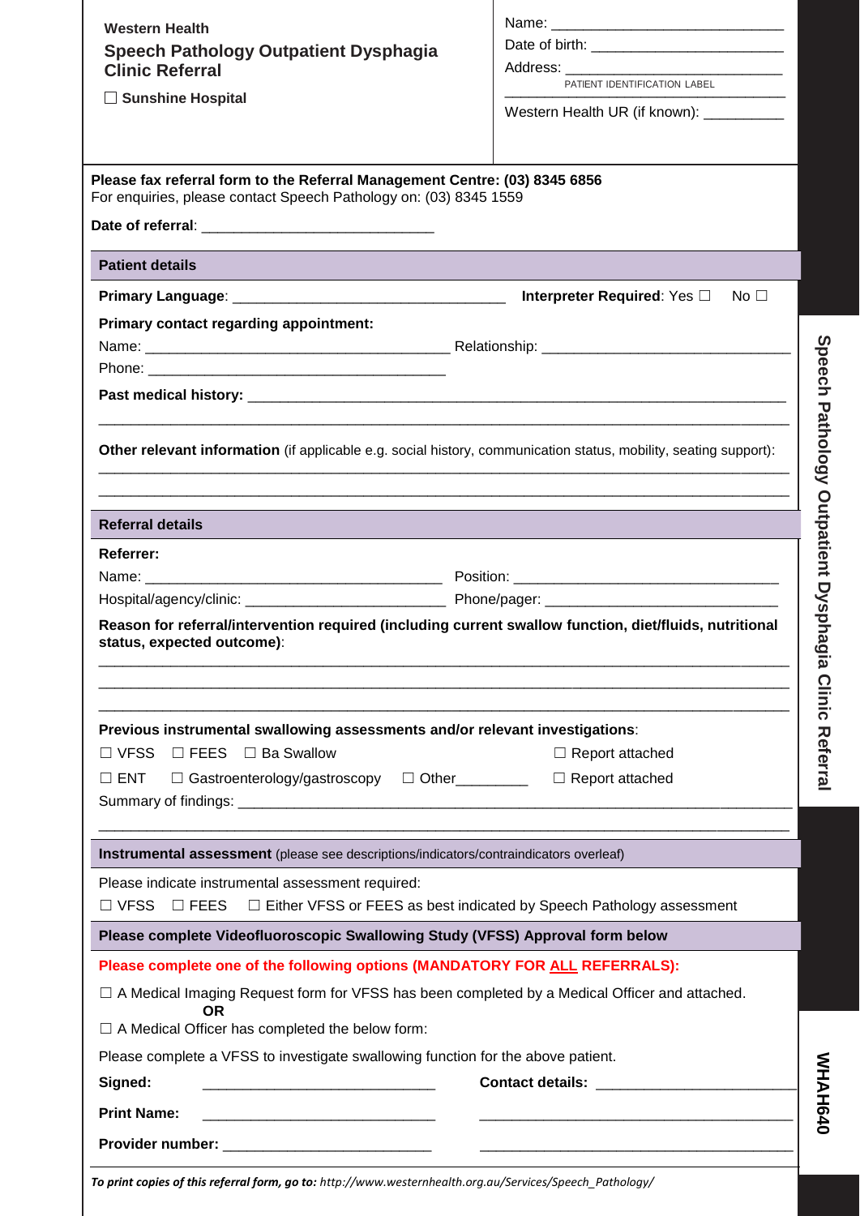**Western Health**

## Speech Pathology Outpatient Dysphagia Clinic Referral

☐ **Sunshine Hospital**

Name: ____________________________

Date of birth: ________________________

Address: ___________________________

PATIENT IDENTIFICATION LABEL

Western Health UR (if known): __________

**Please fax referral form to the Referral Management Centre: (03) 8345 6856**
For enquiries, please contact Speech Pathology on: (03) 8345 1559

**Date of referral**: ____________________________

### Patient details

**Primary Language**: ________________________________ **Interpreter Required**: Yes ☐ No ☐

**Primary contact regarding appointment:**

Name: ____________________________________ Relationship: ______________________________

Phone: ______________________________________

**Past medical history:** ______________________________________________________________________

_______________________________________________________________________________________

**Other relevant information** (if applicable e.g. social history, communication status, mobility, seating support):

_______________________________________________________________________________________

_______________________________________________________________________________________

### Referral details

**Referrer:**

Name: ____________________________________ Position: _________________________________

Hospital/agency/clinic: ________________________ Phone/pager: ____________________________

**Reason for referral/intervention required (including current swallow function, diet/fluids, nutritional status, expected outcome)**:

_______________________________________________________________________________________

_______________________________________________________________________________________

_______________________________________________________________________________________

**Previous instrumental swallowing assessments and/or relevant investigations**:

☐ VFSS ☐ FEES ☐ Ba Swallow ☐ Report attached

☐ ENT ☐ Gastroenterology/gastroscopy ☐ Other________ ☐ Report attached

Summary of findings: ___________________________________________________________________

_______________________________________________________________________________________

### Instrumental assessment (please see descriptions/indicators/contraindicators overleaf)

Please indicate instrumental assessment required:

☐ VFSS ☐ FEES ☐ Either VFSS or FEES as best indicated by Speech Pathology assessment

### Please complete Videofluoroscopic Swallowing Study (VFSS) Approval form below

**Please complete one of the following options (MANDATORY FOR ALL REFERRALS):**

☐ A Medical Imaging Request form for VFSS has been completed by a Medical Officer and attached.

**OR**

☐ A Medical Officer has completed the below form:

Please complete a VFSS to investigate swallowing function for the above patient.

**Signed:** ____________________________ **Contact details:** ________________________

**Print Name:** ____________________________ ______________________________________

**Provider number:** ________________________ ______________________________________

***To print copies of this referral form, go to:*** *http://www.westernhealth.org.au/Services/Speech_Pathology/*

Speech Pathology Outpatient Dysphagia Clinic Referral

WHAH640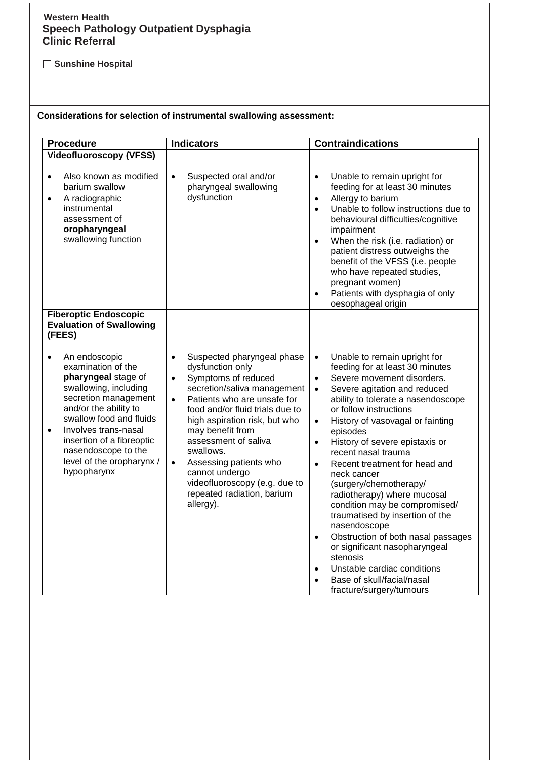**Western Health**

## Speech Pathology Outpatient Dysphagia Clinic Referral

☐ **Sunshine Hospital**

**Considerations for selection of instrumental swallowing assessment:**

| Procedure | Indicators | Contraindications |
|---|---|---|
| **Videofluoroscopy (VFSS)**<br><br>• Also known as modified barium swallow<br>• A radiographic instrumental assessment of **oropharyngeal** swallowing function | • Suspected oral and/or pharyngeal swallowing dysfunction | • Unable to remain upright for feeding for at least 30 minutes<br>• Allergy to barium<br>• Unable to follow instructions due to behavioural difficulties/cognitive impairment<br>• When the risk (i.e. radiation) or patient distress outweighs the benefit of the VFSS (i.e. people who have repeated studies, pregnant women)<br>• Patients with dysphagia of only oesophageal origin |
| **Fiberoptic Endoscopic Evaluation of Swallowing (FEES)**<br><br>• An endoscopic examination of the **pharyngeal** stage of swallowing, including secretion management and/or the ability to swallow food and fluids<br>• Involves trans-nasal insertion of a fibreoptic nasendoscope to the level of the oropharynx / hypopharynx | • Suspected pharyngeal phase dysfunction only<br>• Symptoms of reduced secretion/saliva management<br>• Patients who are unsafe for food and/or fluid trials due to high aspiration risk, but who may benefit from assessment of saliva swallows.<br>• Assessing patients who cannot undergo videofluoroscopy (e.g. due to repeated radiation, barium allergy). | • Unable to remain upright for feeding for at least 30 minutes<br>• Severe movement disorders.<br>• Severe agitation and reduced ability to tolerate a nasendoscope or follow instructions<br>• History of vasovagal or fainting episodes<br>• History of severe epistaxis or recent nasal trauma<br>• Recent treatment for head and neck cancer (surgery/chemotherapy/ radiotherapy) where mucosal condition may be compromised/ traumatised by insertion of the nasendoscope<br>• Obstruction of both nasal passages or significant nasopharyngeal stenosis<br>• Unstable cardiac conditions<br>• Base of skull/facial/nasal fracture/surgery/tumours |